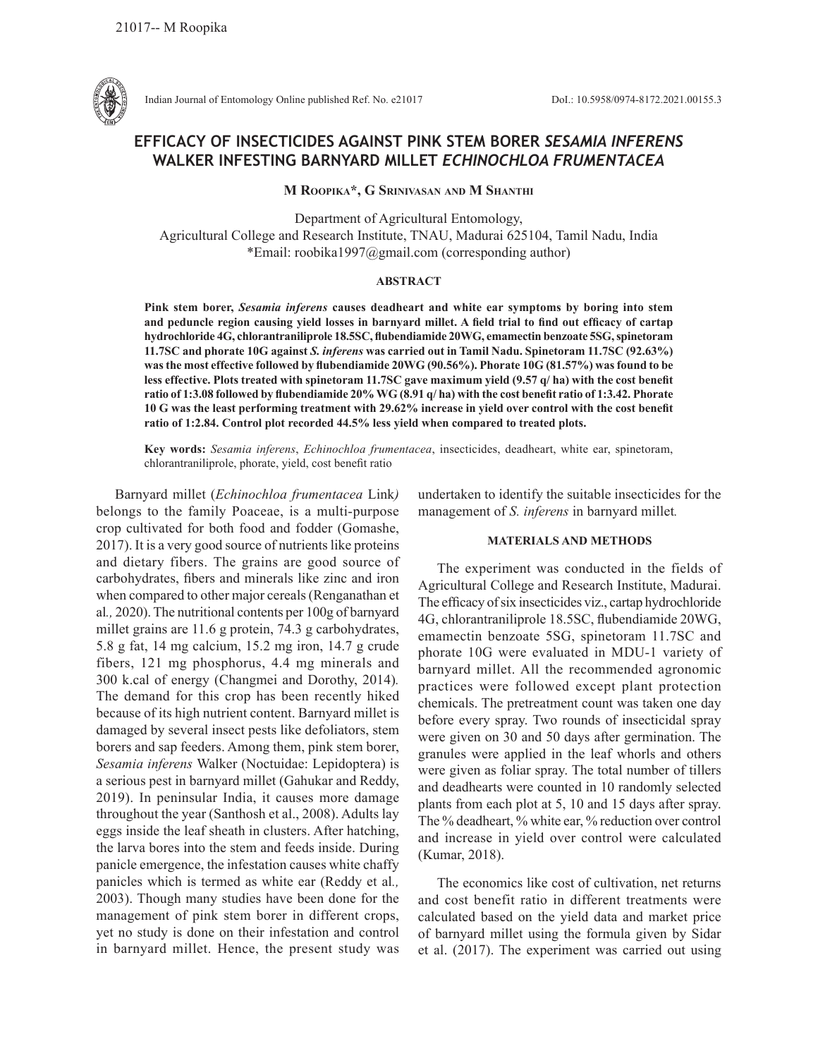# EFFICACY OF INSECTICIDES AGAINST PINK STEM BORER *SESAMIA INFERENS* WALKER INFESTING BARNYARD MILLET *ECHINOCHLOA FRUMENTACEA*

**M Roopika\*, G Srinivasan and M Shanthi**

Department of Agricultural Entomology,
Agricultural College and Research Institute, TNAU, Madurai 625104, Tamil Nadu, India
\*Email: roobika1997@gmail.com (corresponding author)

## ABSTRACT

**Pink stem borer, *Sesamia inferens* causes deadheart and white ear symptoms by boring into stem and peduncle region causing yield losses in barnyard millet. A field trial to find out efficacy of cartap hydrochloride 4G, chlorantraniliprole 18.5SC, flubendiamide 20WG, emamectin benzoate 5SG, spinetoram 11.7SC and phorate 10G against *S. inferens* was carried out in Tamil Nadu. Spinetoram 11.7SC (92.63%) was the most effective followed by flubendiamide 20WG (90.56%). Phorate 10G (81.57%) was found to be less effective. Plots treated with spinetoram 11.7SC gave maximum yield (9.57 q/ ha) with the cost benefit ratio of 1:3.08 followed by flubendiamide 20% WG (8.91 q/ ha) with the cost benefit ratio of 1:3.42. Phorate 10 G was the least performing treatment with 29.62% increase in yield over control with the cost benefit ratio of 1:2.84. Control plot recorded 44.5% less yield when compared to treated plots.**

**Key words:** *Sesamia inferens*, *Echinochloa frumentacea*, insecticides, deadheart, white ear, spinetoram, chlorantraniliprole, phorate, yield, cost benefit ratio

Barnyard millet (*Echinochloa frumentacea* Link*)* belongs to the family Poaceae, is a multi-purpose crop cultivated for both food and fodder (Gomashe, 2017). It is a very good source of nutrients like proteins and dietary fibers. The grains are good source of carbohydrates, fibers and minerals like zinc and iron when compared to other major cereals (Renganathan et al*.,* 2020). The nutritional contents per 100g of barnyard millet grains are 11.6 g protein, 74.3 g carbohydrates, 5.8 g fat, 14 mg calcium, 15.2 mg iron, 14.7 g crude fibers, 121 mg phosphorus, 4.4 mg minerals and 300 k.cal of energy (Changmei and Dorothy, 2014)*.* The demand for this crop has been recently hiked because of its high nutrient content. Barnyard millet is damaged by several insect pests like defoliators, stem borers and sap feeders. Among them, pink stem borer, *Sesamia inferens* Walker (Noctuidae: Lepidoptera) is a serious pest in barnyard millet (Gahukar and Reddy, 2019). In peninsular India, it causes more damage throughout the year (Santhosh et al., 2008). Adults lay eggs inside the leaf sheath in clusters. After hatching, the larva bores into the stem and feeds inside. During panicle emergence, the infestation causes white chaffy panicles which is termed as white ear (Reddy et al*.,* 2003). Though many studies have been done for the management of pink stem borer in different crops, yet no study is done on their infestation and control in barnyard millet. Hence, the present study was undertaken to identify the suitable insecticides for the management of *S. inferens* in barnyard millet*.*

## MATERIALS AND METHODS

The experiment was conducted in the fields of Agricultural College and Research Institute, Madurai. The efficacy of six insecticides viz., cartap hydrochloride 4G, chlorantraniliprole 18.5SC, flubendiamide 20WG, emamectin benzoate 5SG, spinetoram 11.7SC and phorate 10G were evaluated in MDU-1 variety of barnyard millet. All the recommended agronomic practices were followed except plant protection chemicals. The pretreatment count was taken one day before every spray. Two rounds of insecticidal spray were given on 30 and 50 days after germination. The granules were applied in the leaf whorls and others were given as foliar spray. The total number of tillers and deadhearts were counted in 10 randomly selected plants from each plot at 5, 10 and 15 days after spray. The % deadheart, % white ear, % reduction over control and increase in yield over control were calculated (Kumar, 2018).

The economics like cost of cultivation, net returns and cost benefit ratio in different treatments were calculated based on the yield data and market price of barnyard millet using the formula given by Sidar et al. (2017). The experiment was carried out using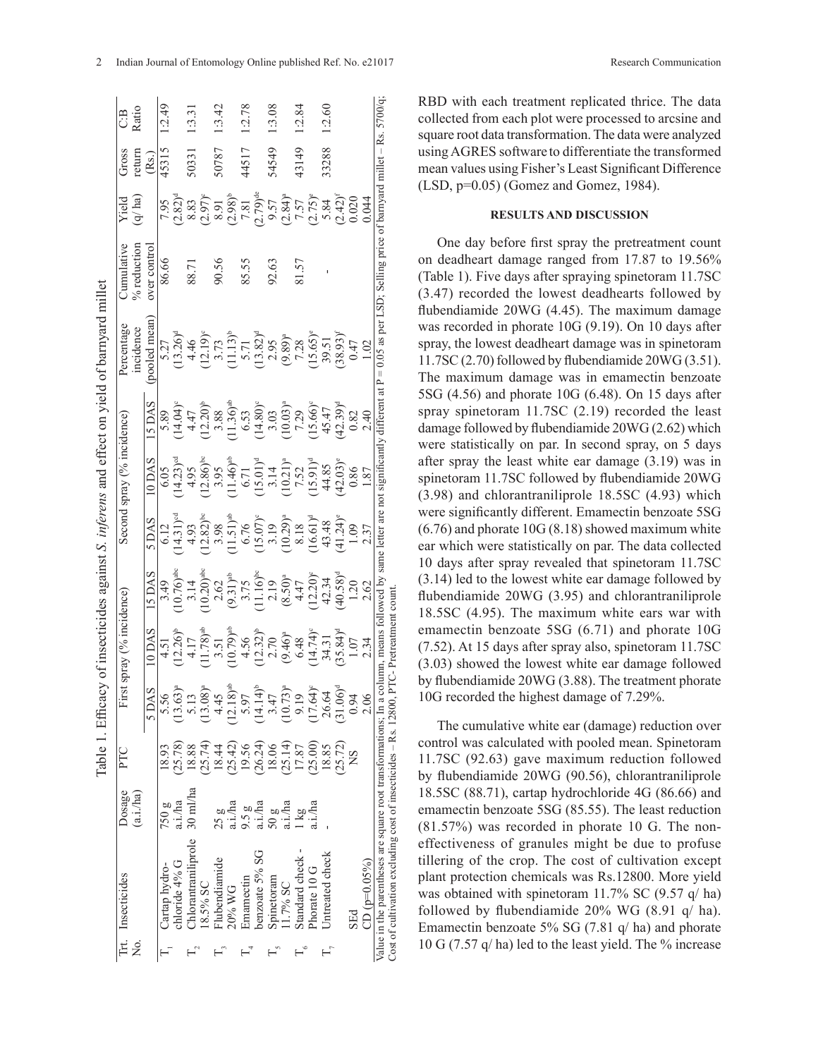Table 1. Efficacy of insecticides against *S. inferens* and effect on yield of barnyard millet

| Trt. No. | Insecticides | Dosage (a.i./ha) | PTC | First spray (% incidence) | | | Second spray (% incidence) | | | Percentage incidence (pooled mean) | Cumulative % reduction over control | Yield (q/ ha) | Gross return (Rs.) | C:B Ratio |
|---|---|---|---|---|---|---|---|---|---|---|---|---|---|---|
| | | | | 5 DAS | 10 DAS | 15 DAS | 5 DAS | 10 DAS | 15 DAS | | | | | |
| $T_1$ | Cartap hydrochloride 4% G | 750 g a.i./ha | 18.93 (25.78) | 5.56 (13.63)[a] | 4.51 (12.26)[b] | 3.49 (10.76)[abc] | 6.12 (14.31)[cd] | 6.05 (14.23)[cd] | 5.89 (14.04)[c] | 5.27 (13.26)[d] | 86.66 | 7.95 (2.82)[d] | 45315 | 1:2.49 |
| $T_2$ | Chlorantraniliprole 18.5% SC | 30 ml/ha | 18.88 (25.74) | 5.13 (13.08)[a] | 4.17 (11.78)[ab] | 3.14 (10.20)[abc] | 4.93 (12.82)[bc] | 4.95 (12.86)[bc] | 4.47 (12.20)[b] | 4.46 (12.19)[c] | 88.71 | 8.83 (2.97)[c] | 50331 | 1:3.31 |
| $T_3$ | Flubendiamide 20% WG | 25 g a.i./ha | 18.44 (25.42) | 4.45 (12.18)[ab] | 3.51 (10.79)[ab] | 2.62 (9.31)[ab] | 3.98 (11.51)[ab] | 3.95 (11.46)[ab] | 3.88 (11.36)[ab] | 3.73 (11.13)[b] | 90.56 | 8.91 (2.98)[b] | 50787 | 1:3.42 |
| $T_4$ | Emamectin benzoate 5% SG | 9.5 g a.i./ha | 19.56 (26.24) | 5.97 (14.14)[b] | 4.56 (12.32)[b] | 3.75 (11.16)[bc] | 6.76 (15.07)[c] | 6.71 (15.01)[d] | 6.53 (14.80)[c] | 5.71 (13.82)[d] | 85.55 | 7.81 (2.79)[de] | 44517 | 1:2.78 |
| $T_5$ | Spinetoram 11.7% SC | 50 g a.i./ha | 18.06 (25.14) | 3.47 (10.73)[a] | 2.70 (9.46)[a] | 2.19 (8.50)[a] | 3.19 (10.29)[a] | 3.14 (10.21)[a] | 3.03 (10.03)[a] | 2.95 (9.89)[a] | 92.63 | 9.57 (2.84)[a] | 54549 | 1:3.08 |
| $T_6$ | Standard check - Phorate 10 G | 1 kg a.i./ha | 17.87 (25.00) | 9.19 (17.64)[c] | 6.48 (14.74)[c] | 4.47 (12.20)[c] | 8.18 (16.61)[d] | 7.52 (15.91)[d] | 7.29 (15.66)[c] | 7.28 (15.65)[e] | 81.57 | 7.57 (2.75)[e] | 43149 | 1:2.84 |
| $T_7$ | Untreated check | - | 18.85 (25.72) | 26.64 (31.06)[d] | 34.31 (35.84)[d] | 42.34 (40.58)[d] | 43.48 (41.24)[e] | 44.85 (42.03)[e] | 45.47 (42.39)[d] | 39.51 (38.93)[f] | - | 5.84 (2.42)[f] | 33288 | 1:2.60 |
| | SEd | | | 0.94 | 1.07 | 1.20 | 1.09 | 0.86 | 0.82 | 0.47 | | 0.020 | | |
| | CD (p=0.05%) | | NS | 2.06 | 2.34 | 2.62 | 2.37 | 1.87 | 2.40 | 1.02 | | 0.044 | | |

Value in the parentheses are square root transformations; In a column, means followed by same letter are not significantly different at P = 0.05 as per LSD; Selling price of barnyard millet – Rs. 5700/q; Cost of cultivation excluding cost of insecticides – Rs. 12800, PTC- Pretreatment count.

RBD with each treatment replicated thrice. The data collected from each plot were processed to arcsine and square root data transformation. The data were analyzed using AGRES software to differentiate the transformed mean values using Fisher's Least Significant Difference (LSD, p=0.05) (Gomez and Gomez, 1984).

## RESULTS AND DISCUSSION

One day before first spray the pretreatment count on deadheart damage ranged from 17.87 to 19.56% (Table 1). Five days after spraying spinetoram 11.7SC (3.47) recorded the lowest deadhearts followed by flubendiamide 20WG (4.45). The maximum damage was recorded in phorate 10G (9.19). On 10 days after spray, the lowest deadheart damage was in spinetoram 11.7SC (2.70) followed by flubendiamide 20WG (3.51). The maximum damage was in emamectin benzoate 5SG (4.56) and phorate 10G (6.48). On 15 days after spray spinetoram 11.7SC (2.19) recorded the least damage followed by flubendiamide 20WG (2.62) which were statistically on par. In second spray, on 5 days after spray the least white ear damage (3.19) was in spinetoram 11.7SC followed by flubendiamide 20WG (3.98) and chlorantraniliprole 18.5SC (4.93) which were significantly different. Emamectin benzoate 5SG (6.76) and phorate 10G (8.18) showed maximum white ear which were statistically on par. The data collected 10 days after spray revealed that spinetoram 11.7SC (3.14) led to the lowest white ear damage followed by flubendiamide 20WG (3.95) and chlorantraniliprole 18.5SC (4.95). The maximum white ears war with emamectin benzoate 5SG (6.71) and phorate 10G (7.52). At 15 days after spray also, spinetoram 11.7SC (3.03) showed the lowest white ear damage followed by flubendiamide 20WG (3.88). The treatment phorate 10G recorded the highest damage of 7.29%.

The cumulative white ear (damage) reduction over control was calculated with pooled mean. Spinetoram 11.7SC (92.63) gave maximum reduction followed by flubendiamide 20WG (90.56), chlorantraniliprole 18.5SC (88.71), cartap hydrochloride 4G (86.66) and emamectin benzoate 5SG (85.55). The least reduction (81.57%) was recorded in phorate 10 G. The non-effectiveness of granules might be due to profuse tillering of the crop. The cost of cultivation except plant protection chemicals was Rs.12800. More yield was obtained with spinetoram 11.7% SC (9.57 q/ ha) followed by flubendiamide 20% WG (8.91 q/ ha). Emamectin benzoate 5% SG (7.81 q/ ha) and phorate 10 G (7.57 q/ ha) led to the least yield. The % increase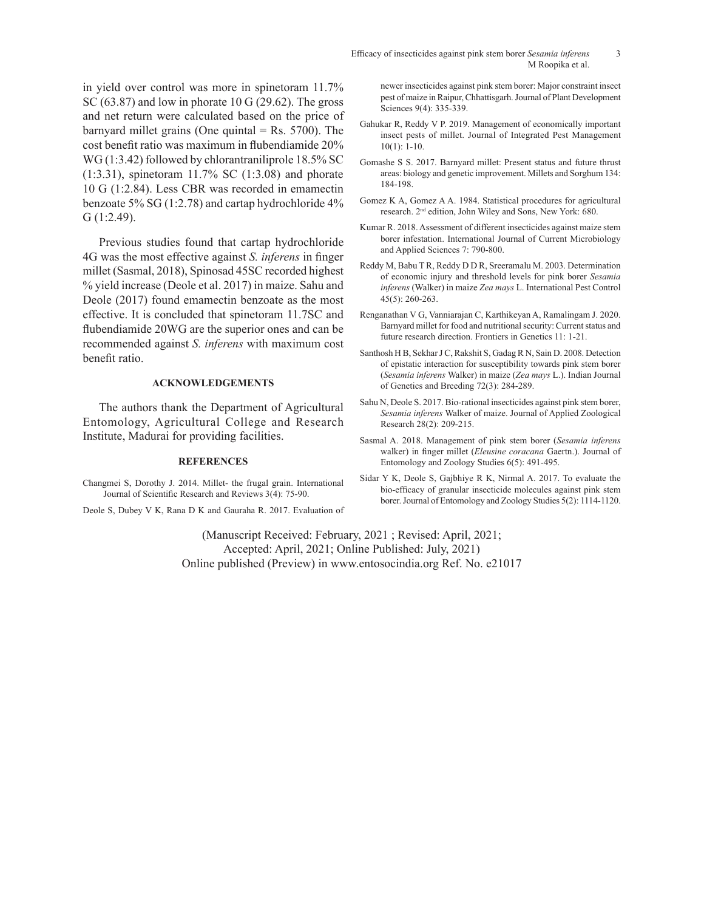in yield over control was more in spinetoram 11.7% SC (63.87) and low in phorate 10 G (29.62). The gross and net return were calculated based on the price of barnyard millet grains (One quintal = Rs. 5700). The cost benefit ratio was maximum in flubendiamide 20% WG (1:3.42) followed by chlorantraniliprole 18.5% SC (1:3.31), spinetoram 11.7% SC (1:3.08) and phorate 10 G (1:2.84). Less CBR was recorded in emamectin benzoate 5% SG (1:2.78) and cartap hydrochloride 4% G (1:2.49).

Previous studies found that cartap hydrochloride 4G was the most effective against *S. inferens* in finger millet (Sasmal, 2018), Spinosad 45SC recorded highest % yield increase (Deole et al. 2017) in maize. Sahu and Deole (2017) found emamectin benzoate as the most effective. It is concluded that spinetoram 11.7SC and flubendiamide 20WG are the superior ones and can be recommended against *S. inferens* with maximum cost benefit ratio.

## ACKNOWLEDGEMENTS

The authors thank the Department of Agricultural Entomology, Agricultural College and Research Institute, Madurai for providing facilities.

## REFERENCES

Changmei S, Dorothy J. 2014. Millet- the frugal grain. International Journal of Scientific Research and Reviews 3(4): 75-90.

Deole S, Dubey V K, Rana D K and Gauraha R. 2017. Evaluation of newer insecticides against pink stem borer: Major constraint insect pest of maize in Raipur, Chhattisgarh. Journal of Plant Development Sciences 9(4): 335-339.

Gahukar R, Reddy V P. 2019. Management of economically important insect pests of millet. Journal of Integrated Pest Management 10(1): 1-10.

Gomashe S S. 2017. Barnyard millet: Present status and future thrust areas: biology and genetic improvement. Millets and Sorghum 134: 184-198.

Gomez K A, Gomez A A. 1984. Statistical procedures for agricultural research. 2nd edition, John Wiley and Sons, New York: 680.

Kumar R. 2018. Assessment of different insecticides against maize stem borer infestation. International Journal of Current Microbiology and Applied Sciences 7: 790-800.

Reddy M, Babu T R, Reddy D D R, Sreeramalu M. 2003. Determination of economic injury and threshold levels for pink borer *Sesamia inferens* (Walker) in maize *Zea mays* L. International Pest Control 45(5): 260-263.

Renganathan V G, Vanniarajan C, Karthikeyan A, Ramalingam J. 2020. Barnyard millet for food and nutritional security: Current status and future research direction. Frontiers in Genetics 11: 1-21.

Santhosh H B, Sekhar J C, Rakshit S, Gadag R N, Sain D. 2008. Detection of epistatic interaction for susceptibility towards pink stem borer (*Sesamia inferens* Walker) in maize (*Zea mays* L.). Indian Journal of Genetics and Breeding 72(3): 284-289.

Sahu N, Deole S. 2017. Bio-rational insecticides against pink stem borer, *Sesamia inferens* Walker of maize. Journal of Applied Zoological Research 28(2): 209-215.

Sasmal A. 2018. Management of pink stem borer (*Sesamia inferens* walker) in finger millet (*Eleusine coracana* Gaertn.). Journal of Entomology and Zoology Studies 6(5): 491-495.

Sidar Y K, Deole S, Gajbhiye R K, Nirmal A. 2017. To evaluate the bio-efficacy of granular insecticide molecules against pink stem borer. Journal of Entomology and Zoology Studies 5(2): 1114-1120.

(Manuscript Received: February, 2021 ; Revised: April, 2021;
Accepted: April, 2021; Online Published: July, 2021)
Online published (Preview) in www.entosocindia.org Ref. No. e21017